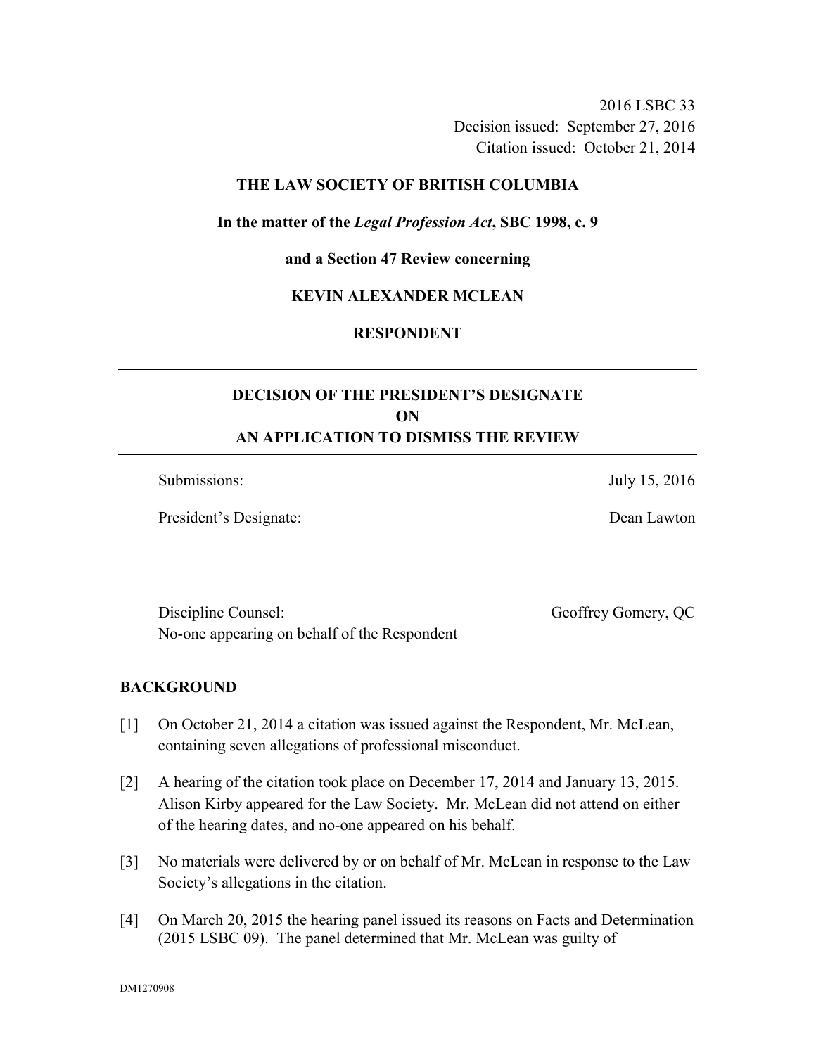2016 LSBC 33
Decision issued: September 27, 2016
Citation issued: October 21, 2014

**THE LAW SOCIETY OF BRITISH COLUMBIA**

**In the matter of the *Legal Profession Act*, SBC 1998, c. 9**

**and a Section 47 Review concerning**

**KEVIN ALEXANDER MCLEAN**

**RESPONDENT**

---

**DECISION OF THE PRESIDENT'S DESIGNATE
ON
AN APPLICATION TO DISMISS THE REVIEW**

---

Submissions: July 15, 2016

President's Designate: Dean Lawton

Discipline Counsel: Geoffrey Gomery, QC
No-one appearing on behalf of the Respondent

## BACKGROUND

[1] On October 21, 2014 a citation was issued against the Respondent, Mr. McLean, containing seven allegations of professional misconduct.

[2] A hearing of the citation took place on December 17, 2014 and January 13, 2015. Alison Kirby appeared for the Law Society. Mr. McLean did not attend on either of the hearing dates, and no-one appeared on his behalf.

[3] No materials were delivered by or on behalf of Mr. McLean in response to the Law Society's allegations in the citation.

[4] On March 20, 2015 the hearing panel issued its reasons on Facts and Determination (2015 LSBC 09). The panel determined that Mr. McLean was guilty of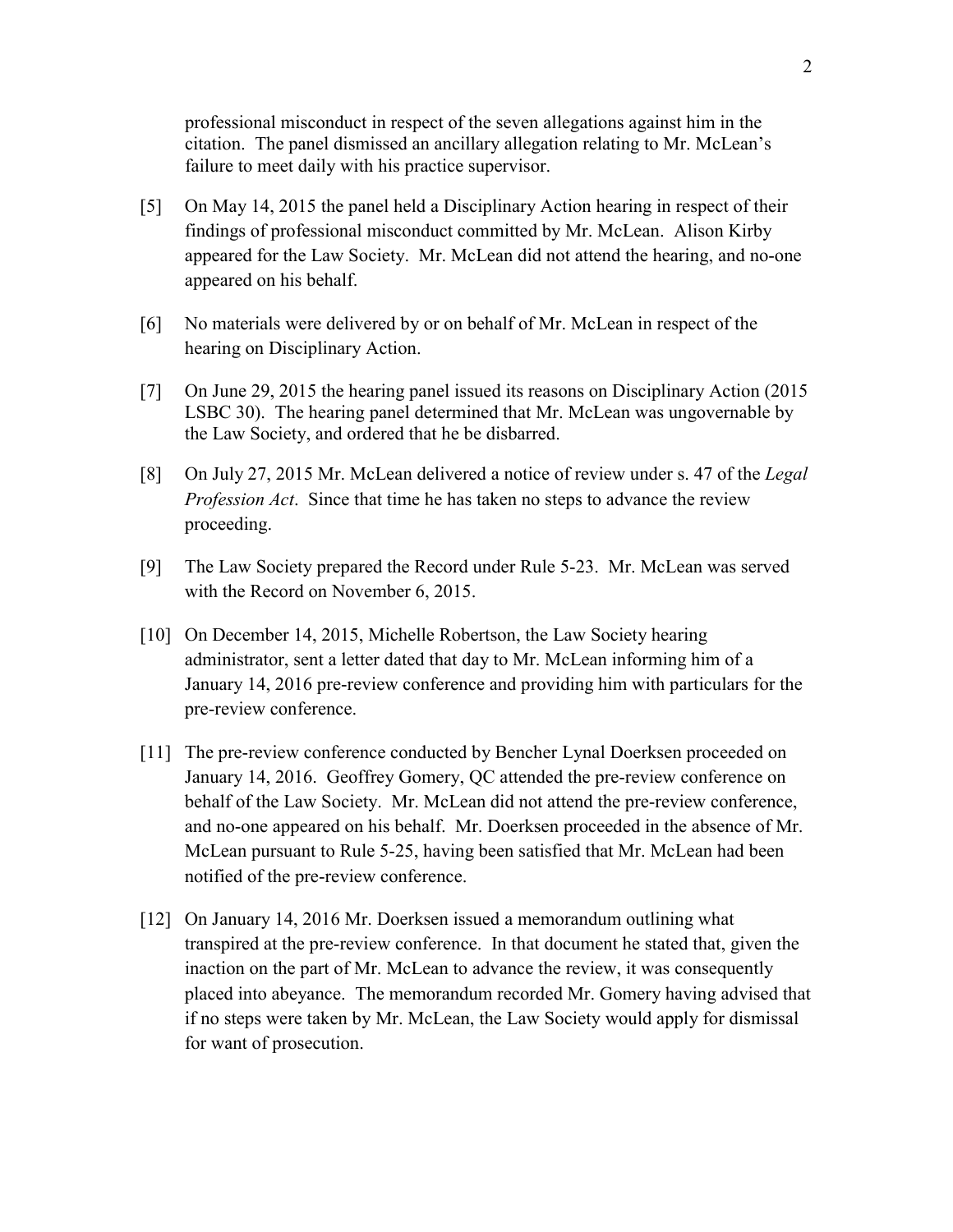professional misconduct in respect of the seven allegations against him in the citation. The panel dismissed an ancillary allegation relating to Mr. McLean's failure to meet daily with his practice supervisor.

[5] On May 14, 2015 the panel held a Disciplinary Action hearing in respect of their findings of professional misconduct committed by Mr. McLean. Alison Kirby appeared for the Law Society. Mr. McLean did not attend the hearing, and no-one appeared on his behalf.

[6] No materials were delivered by or on behalf of Mr. McLean in respect of the hearing on Disciplinary Action.

[7] On June 29, 2015 the hearing panel issued its reasons on Disciplinary Action (2015 LSBC 30). The hearing panel determined that Mr. McLean was ungovernable by the Law Society, and ordered that he be disbarred.

[8] On July 27, 2015 Mr. McLean delivered a notice of review under s. 47 of the *Legal Profession Act*. Since that time he has taken no steps to advance the review proceeding.

[9] The Law Society prepared the Record under Rule 5-23. Mr. McLean was served with the Record on November 6, 2015.

[10] On December 14, 2015, Michelle Robertson, the Law Society hearing administrator, sent a letter dated that day to Mr. McLean informing him of a January 14, 2016 pre-review conference and providing him with particulars for the pre-review conference.

[11] The pre-review conference conducted by Bencher Lynal Doerksen proceeded on January 14, 2016. Geoffrey Gomery, QC attended the pre-review conference on behalf of the Law Society. Mr. McLean did not attend the pre-review conference, and no-one appeared on his behalf. Mr. Doerksen proceeded in the absence of Mr. McLean pursuant to Rule 5-25, having been satisfied that Mr. McLean had been notified of the pre-review conference.

[12] On January 14, 2016 Mr. Doerksen issued a memorandum outlining what transpired at the pre-review conference. In that document he stated that, given the inaction on the part of Mr. McLean to advance the review, it was consequently placed into abeyance. The memorandum recorded Mr. Gomery having advised that if no steps were taken by Mr. McLean, the Law Society would apply for dismissal for want of prosecution.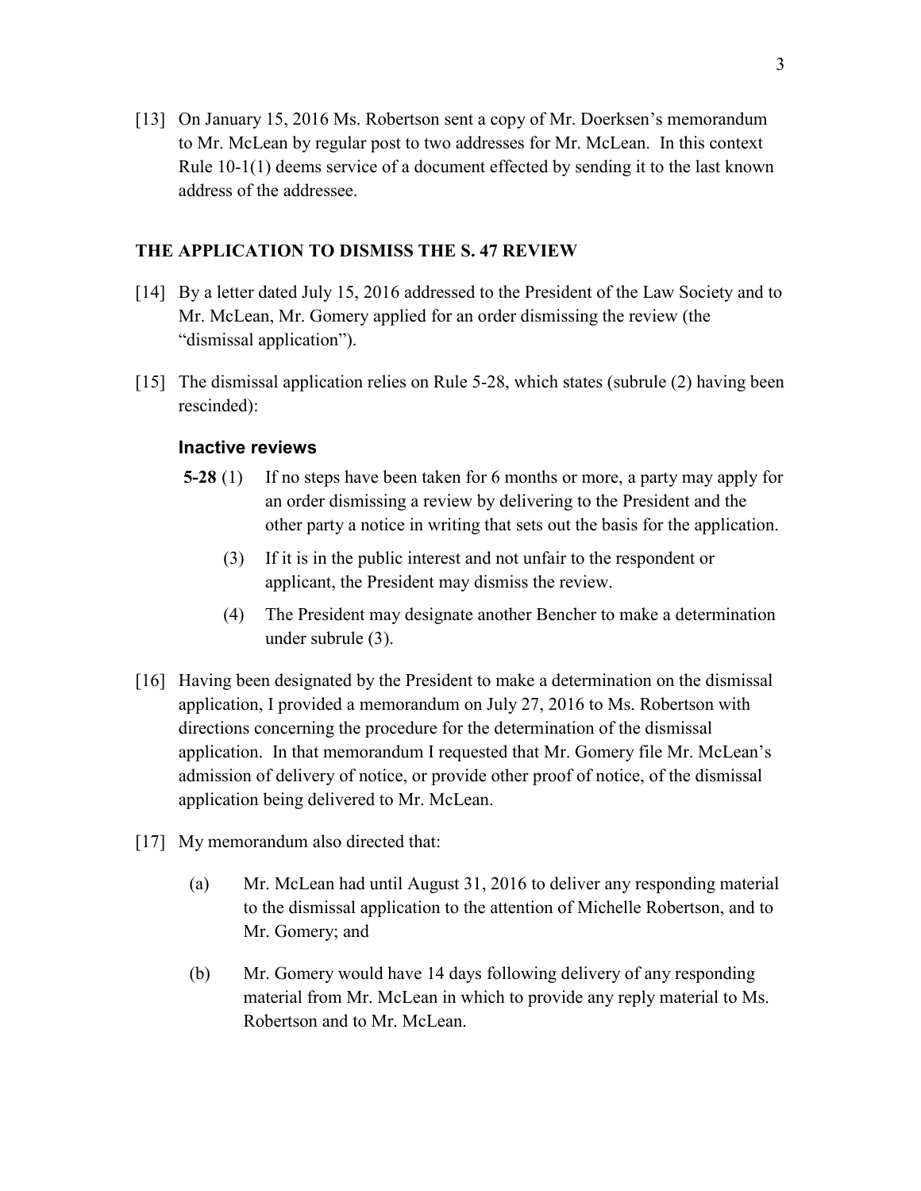[13] On January 15, 2016 Ms. Robertson sent a copy of Mr. Doerksen's memorandum to Mr. McLean by regular post to two addresses for Mr. McLean. In this context Rule 10-1(1) deems service of a document effected by sending it to the last known address of the addressee.

## THE APPLICATION TO DISMISS THE S. 47 REVIEW

[14] By a letter dated July 15, 2016 addressed to the President of the Law Society and to Mr. McLean, Mr. Gomery applied for an order dismissing the review (the "dismissal application").

[15] The dismissal application relies on Rule 5-28, which states (subrule (2) having been rescinded):

### Inactive reviews

**5-28** (1) If no steps have been taken for 6 months or more, a party may apply for an order dismissing a review by delivering to the President and the other party a notice in writing that sets out the basis for the application.

(3) If it is in the public interest and not unfair to the respondent or applicant, the President may dismiss the review.

(4) The President may designate another Bencher to make a determination under subrule (3).

[16] Having been designated by the President to make a determination on the dismissal application, I provided a memorandum on July 27, 2016 to Ms. Robertson with directions concerning the procedure for the determination of the dismissal application. In that memorandum I requested that Mr. Gomery file Mr. McLean's admission of delivery of notice, or provide other proof of notice, of the dismissal application being delivered to Mr. McLean.

[17] My memorandum also directed that:

(a) Mr. McLean had until August 31, 2016 to deliver any responding material to the dismissal application to the attention of Michelle Robertson, and to Mr. Gomery; and

(b) Mr. Gomery would have 14 days following delivery of any responding material from Mr. McLean in which to provide any reply material to Ms. Robertson and to Mr. McLean.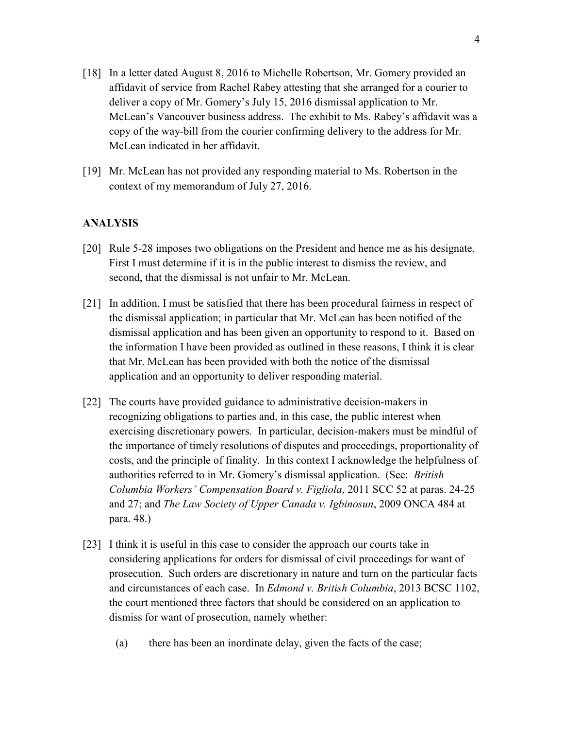[18] In a letter dated August 8, 2016 to Michelle Robertson, Mr. Gomery provided an affidavit of service from Rachel Rabey attesting that she arranged for a courier to deliver a copy of Mr. Gomery's July 15, 2016 dismissal application to Mr. McLean's Vancouver business address. The exhibit to Ms. Rabey's affidavit was a copy of the way-bill from the courier confirming delivery to the address for Mr. McLean indicated in her affidavit.

[19] Mr. McLean has not provided any responding material to Ms. Robertson in the context of my memorandum of July 27, 2016.

## ANALYSIS

[20] Rule 5-28 imposes two obligations on the President and hence me as his designate. First I must determine if it is in the public interest to dismiss the review, and second, that the dismissal is not unfair to Mr. McLean.

[21] In addition, I must be satisfied that there has been procedural fairness in respect of the dismissal application; in particular that Mr. McLean has been notified of the dismissal application and has been given an opportunity to respond to it. Based on the information I have been provided as outlined in these reasons, I think it is clear that Mr. McLean has been provided with both the notice of the dismissal application and an opportunity to deliver responding material.

[22] The courts have provided guidance to administrative decision-makers in recognizing obligations to parties and, in this case, the public interest when exercising discretionary powers. In particular, decision-makers must be mindful of the importance of timely resolutions of disputes and proceedings, proportionality of costs, and the principle of finality. In this context I acknowledge the helpfulness of authorities referred to in Mr. Gomery's dismissal application. (See: *British Columbia Workers' Compensation Board v. Figliola*, 2011 SCC 52 at paras. 24-25 and 27; and *The Law Society of Upper Canada v. Igbinosun*, 2009 ONCA 484 at para. 48.)

[23] I think it is useful in this case to consider the approach our courts take in considering applications for orders for dismissal of civil proceedings for want of prosecution. Such orders are discretionary in nature and turn on the particular facts and circumstances of each case. In *Edmond v. British Columbia*, 2013 BCSC 1102, the court mentioned three factors that should be considered on an application to dismiss for want of prosecution, namely whether:

(a) there has been an inordinate delay, given the facts of the case;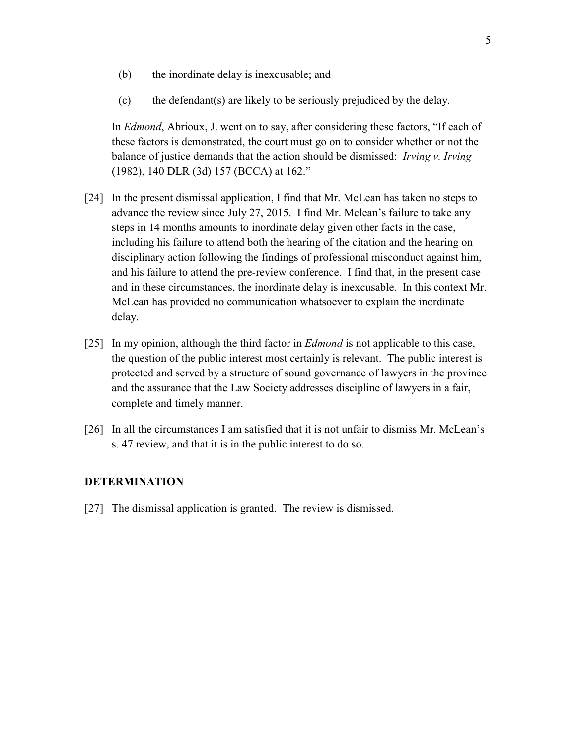(b) the inordinate delay is inexcusable; and

(c) the defendant(s) are likely to be seriously prejudiced by the delay.

In *Edmond*, Abrioux, J. went on to say, after considering these factors, "If each of these factors is demonstrated, the court must go on to consider whether or not the balance of justice demands that the action should be dismissed: *Irving v. Irving* (1982), 140 DLR (3d) 157 (BCCA) at 162."

[24] In the present dismissal application, I find that Mr. McLean has taken no steps to advance the review since July 27, 2015. I find Mr. Mclean's failure to take any steps in 14 months amounts to inordinate delay given other facts in the case, including his failure to attend both the hearing of the citation and the hearing on disciplinary action following the findings of professional misconduct against him, and his failure to attend the pre-review conference. I find that, in the present case and in these circumstances, the inordinate delay is inexcusable. In this context Mr. McLean has provided no communication whatsoever to explain the inordinate delay.

[25] In my opinion, although the third factor in *Edmond* is not applicable to this case, the question of the public interest most certainly is relevant. The public interest is protected and served by a structure of sound governance of lawyers in the province and the assurance that the Law Society addresses discipline of lawyers in a fair, complete and timely manner.

[26] In all the circumstances I am satisfied that it is not unfair to dismiss Mr. McLean's s. 47 review, and that it is in the public interest to do so.

## DETERMINATION

[27] The dismissal application is granted. The review is dismissed.